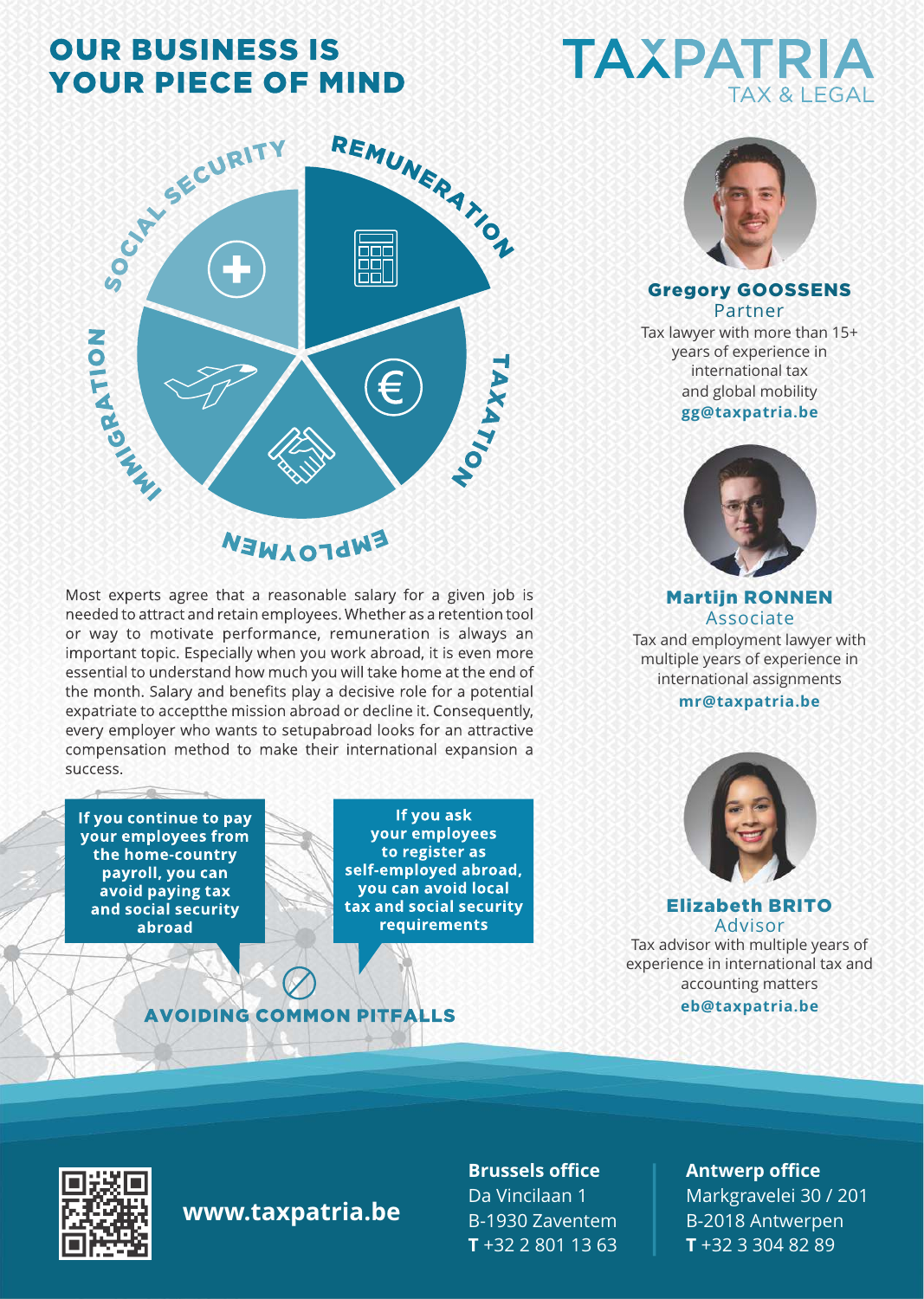# OUR BUSINESS IS YOUR PIECE OF MIND

**TAXPATRIA**
TAX & LEGAL

REMUNERATION
TAXATION
EMPLOYMEN
IMMIGRATION
SOCIAL SECURITY

Most experts agree that a reasonable salary for a given job is needed to attract and retain employees. Whether as a retention tool or way to motivate performance, remuneration is always an important topic. Especially when you work abroad, it is even more essential to understand how much you will take home at the end of the month. Salary and benefits play a decisive role for a potential expatriate to acceptthe mission abroad or decline it. Consequently, every employer who wants to setupabroad looks for an attractive compensation method to make their international expansion a success.

**If you continue to pay your employees from the home-country payroll, you can avoid paying tax and social security abroad**

**If you ask your employees to register as self-employed abroad, you can avoid local tax and social security requirements**

## AVOIDING COMMON PITFALLS

**Gregory GOOSSENS**
Partner
Tax lawyer with more than 15+ years of experience in international tax and global mobility
**gg@taxpatria.be**

**Martijn RONNEN**
Associate
Tax and employment lawyer with multiple years of experience in international assignments
**mr@taxpatria.be**

**Elizabeth BRITO**
Advisor
Tax advisor with multiple years of experience in international tax and accounting matters
**eb@taxpatria.be**

**www.taxpatria.be**

**Brussels office**
Da Vincilaan 1
B-1930 Zaventem
**T** +32 2 801 13 63

**Antwerp office**
Markgravelei 30 / 201
B-2018 Antwerpen
**T** +32 3 304 82 89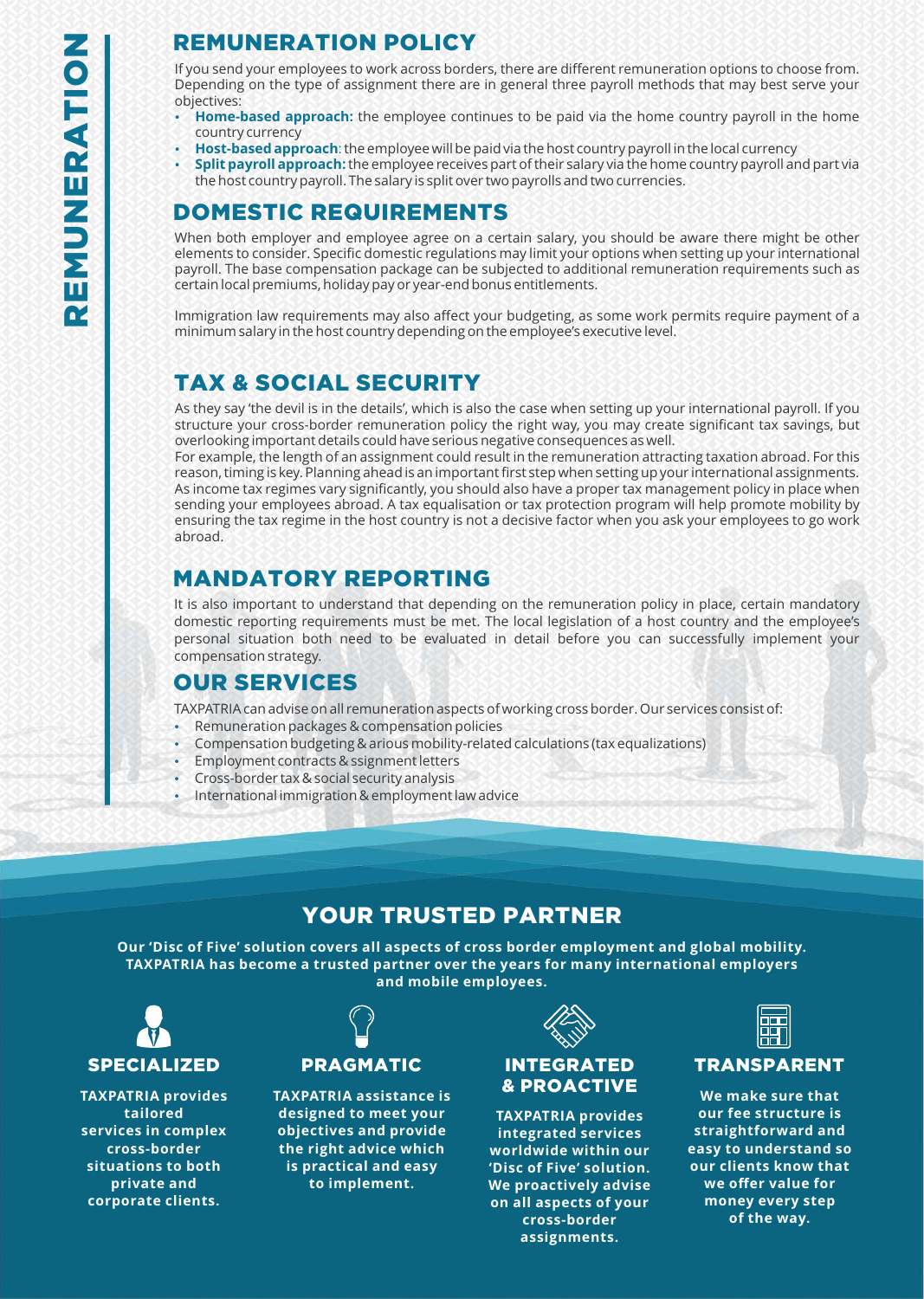# REMUNERATION

## REMUNERATION POLICY

If you send your employees to work across borders, there are different remuneration options to choose from. Depending on the type of assignment there are in general three payroll methods that may best serve your objectives:

- **Home-based approach:** the employee continues to be paid via the home country payroll in the home country currency
- **Host-based approach**: the employee will be paid via the host country payroll in the local currency
- **Split payroll approach:** the employee receives part of their salary via the home country payroll and part via the host country payroll. The salary is split over two payrolls and two currencies.

## DOMESTIC REQUIREMENTS

When both employer and employee agree on a certain salary, you should be aware there might be other elements to consider. Specific domestic regulations may limit your options when setting up your international payroll. The base compensation package can be subjected to additional remuneration requirements such as certain local premiums, holiday pay or year-end bonus entitlements.

Immigration law requirements may also affect your budgeting, as some work permits require payment of a minimum salary in the host country depending on the employee's executive level.

## TAX & SOCIAL SECURITY

As they say 'the devil is in the details', which is also the case when setting up your international payroll. If you structure your cross-border remuneration policy the right way, you may create significant tax savings, but overlooking important details could have serious negative consequences as well.
For example, the length of an assignment could result in the remuneration attracting taxation abroad. For this reason, timing is key. Planning ahead is an important first step when setting up your international assignments. As income tax regimes vary significantly, you should also have a proper tax management policy in place when sending your employees abroad. A tax equalisation or tax protection program will help promote mobility by ensuring the tax regime in the host country is not a decisive factor when you ask your employees to go work abroad.

## MANDATORY REPORTING

It is also important to understand that depending on the remuneration policy in place, certain mandatory domestic reporting requirements must be met. The local legislation of a host country and the employee's personal situation both need to be evaluated in detail before you can successfully implement your compensation strategy.

## OUR SERVICES

TAXPATRIA can advise on all remuneration aspects of working cross border. Our services consist of:

- Remuneration packages & compensation policies
- Compensation budgeting & arious mobility-related calculations (tax equalizations)
- Employment contracts & ssignment letters
- Cross-border tax & social security analysis
- International immigration & employment law advice

## YOUR TRUSTED PARTNER

**Our 'Disc of Five' solution covers all aspects of cross border employment and global mobility. TAXPATRIA has become a trusted partner over the years for many international employers and mobile employees.**

### SPECIALIZED

**TAXPATRIA provides tailored services in complex cross-border situations to both private and corporate clients.**

### PRAGMATIC

**TAXPATRIA assistance is designed to meet your objectives and provide the right advice which is practical and easy to implement.**

### INTEGRATED & PROACTIVE

**TAXPATRIA provides integrated services worldwide within our 'Disc of Five' solution. We proactively advise on all aspects of your cross-border assignments.**

### TRANSPARENT

**We make sure that our fee structure is straightforward and easy to understand so our clients know that we offer value for money every step of the way.**